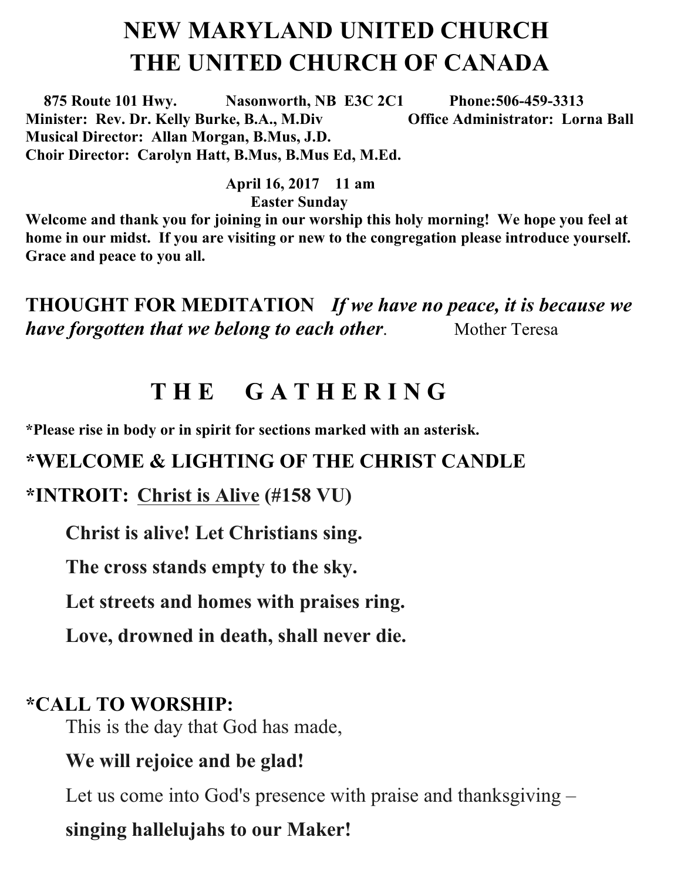# NEW MARYLAND UNITED CHURCH
# THE UNITED CHURCH OF CANADA

**875 Route 101 Hwy. Nasonworth, NB E3C 2C1 Phone:506-459-3313**
**Minister: Rev. Dr. Kelly Burke, B.A., M.Div Office Administrator: Lorna Ball**
**Musical Director: Allan Morgan, B.Mus, J.D.**
**Choir Director: Carolyn Hatt, B.Mus, B.Mus Ed, M.Ed.**

**April 16, 2017 11 am**
**Easter Sunday**

**Welcome and thank you for joining in our worship this holy morning! We hope you feel at home in our midst. If you are visiting or new to the congregation please introduce yourself. Grace and peace to you all.**

**THOUGHT FOR MEDITATION** ***If we have no peace, it is because we have forgotten that we belong to each other***. Mother Teresa

## T H E G A T H E R I N G

**\*Please rise in body or in spirit for sections marked with an asterisk.**

### *WELCOME & LIGHTING OF THE CHRIST CANDLE

### *INTROIT: Christ is Alive (#158 VU)

**Christ is alive! Let Christians sing.**

**The cross stands empty to the sky.**

**Let streets and homes with praises ring.**

**Love, drowned in death, shall never die.**

### *CALL TO WORSHIP:

This is the day that God has made,

**We will rejoice and be glad!**

Let us come into God's presence with praise and thanksgiving –

**singing hallelujahs to our Maker!**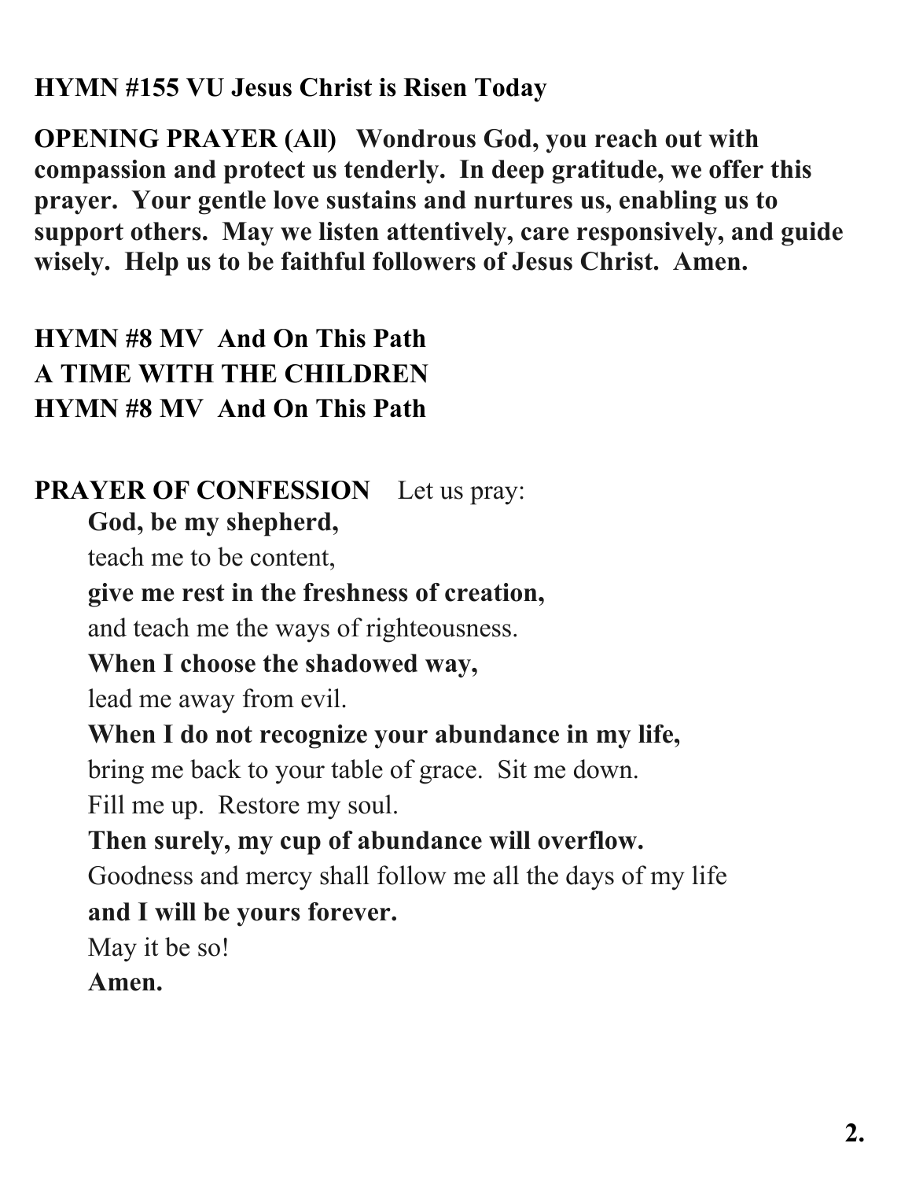**HYMN #155 VU Jesus Christ is Risen Today**

**OPENING PRAYER (All) Wondrous God, you reach out with compassion and protect us tenderly. In deep gratitude, we offer this prayer. Your gentle love sustains and nurtures us, enabling us to support others. May we listen attentively, care responsively, and guide wisely. Help us to be faithful followers of Jesus Christ. Amen.**

**HYMN #8 MV And On This Path**
**A TIME WITH THE CHILDREN**
**HYMN #8 MV And On This Path**

**PRAYER OF CONFESSION** Let us pray:

**God, be my shepherd,**
teach me to be content,
**give me rest in the freshness of creation,**
and teach me the ways of righteousness.
**When I choose the shadowed way,**
lead me away from evil.
**When I do not recognize your abundance in my life,**
bring me back to your table of grace. Sit me down.
Fill me up. Restore my soul.
**Then surely, my cup of abundance will overflow.**
Goodness and mercy shall follow me all the days of my life
**and I will be yours forever.**
May it be so!
**Amen.**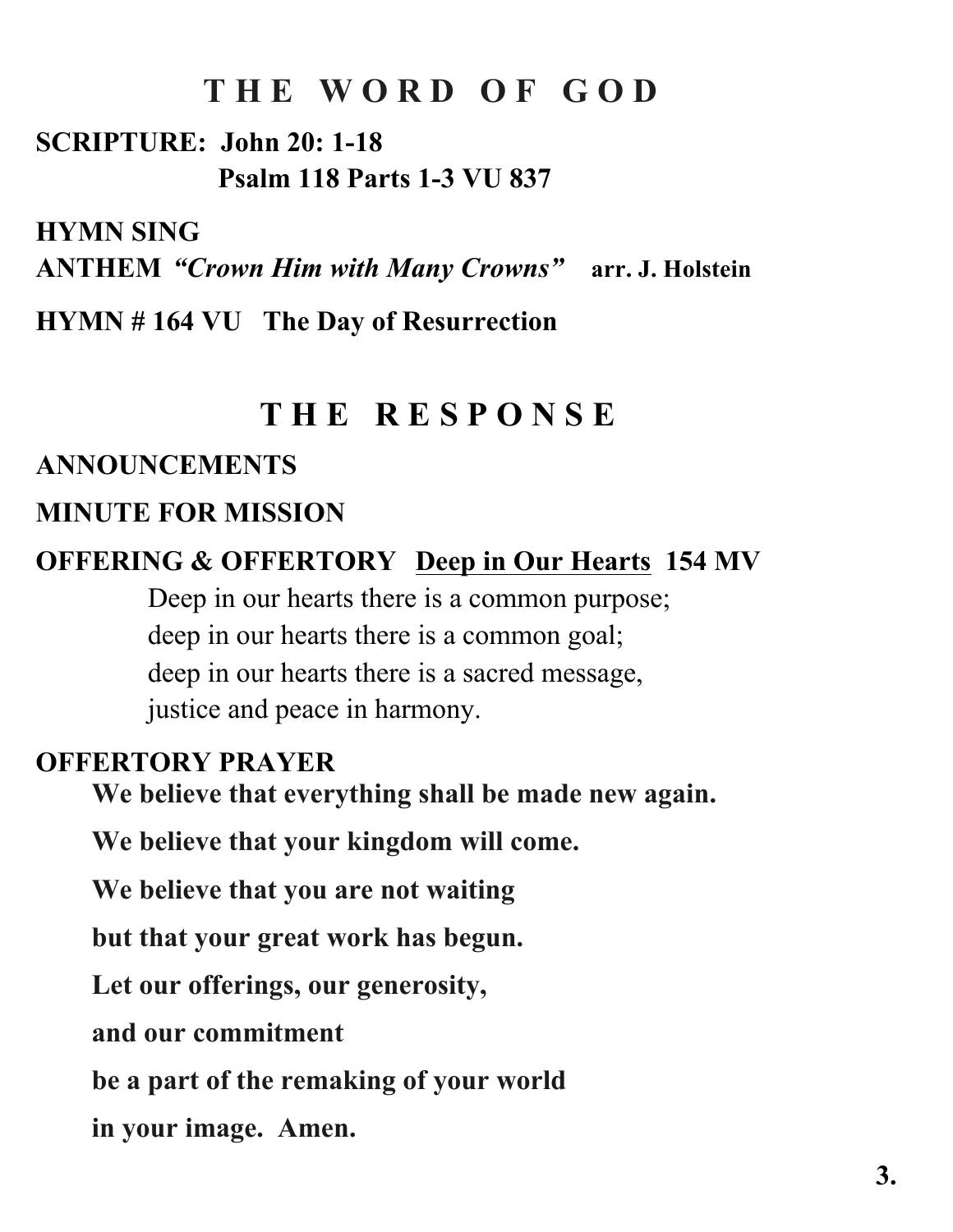# T H E   W O R D   O F   G O D

**SCRIPTURE: John 20: 1-18**
**Psalm 118 Parts 1-3 VU 837**

**HYMN SING**

**ANTHEM** ***"Crown Him with Many Crowns"*** **arr. J. Holstein**

**HYMN # 164 VU The Day of Resurrection**

# T H E   R E S P O N S E

**ANNOUNCEMENTS**

**MINUTE FOR MISSION**

**OFFERING & OFFERTORY** **Deep in Our Hearts** **154 MV**

Deep in our hearts there is a common purpose;
deep in our hearts there is a common goal;
deep in our hearts there is a sacred message,
justice and peace in harmony.

**OFFERTORY PRAYER**

**We believe that everything shall be made new again.**

**We believe that your kingdom will come.**

**We believe that you are not waiting**

**but that your great work has begun.**

**Let our offerings, our generosity,**

**and our commitment**

**be a part of the remaking of your world**

**in your image. Amen.**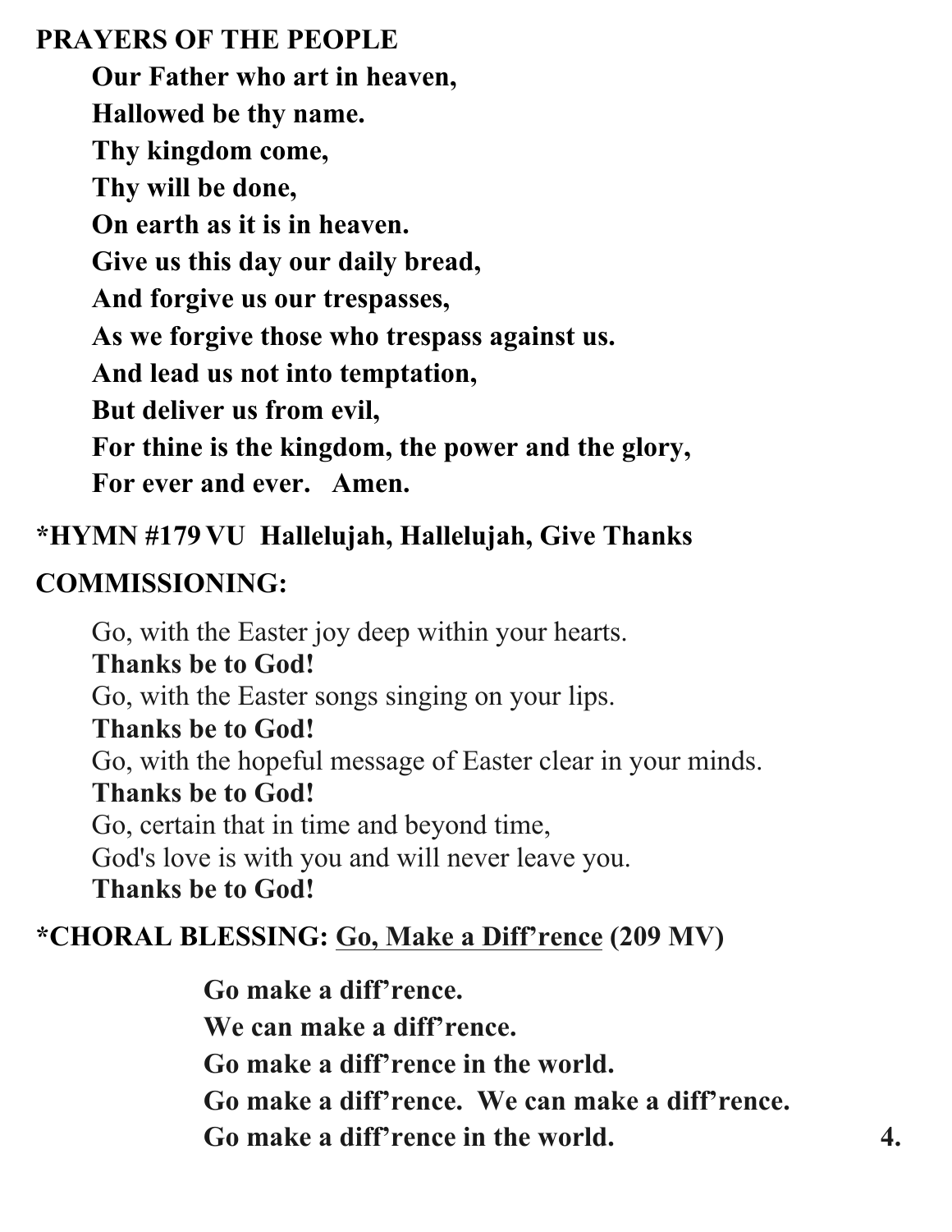**PRAYERS OF THE PEOPLE**

**Our Father who art in heaven,**
**Hallowed be thy name.**
**Thy kingdom come,**
**Thy will be done,**
**On earth as it is in heaven.**
**Give us this day our daily bread,**
**And forgive us our trespasses,**
**As we forgive those who trespass against us.**
**And lead us not into temptation,**
**But deliver us from evil,**
**For thine is the kingdom, the power and the glory,**
**For ever and ever. Amen.**

**\*HYMN #179 VU Hallelujah, Hallelujah, Give Thanks**

**COMMISSIONING:**

Go, with the Easter joy deep within your hearts.
**Thanks be to God!**
Go, with the Easter songs singing on your lips.
**Thanks be to God!**
Go, with the hopeful message of Easter clear in your minds.
**Thanks be to God!**
Go, certain that in time and beyond time,
God's love is with you and will never leave you.
**Thanks be to God!**

**\*CHORAL BLESSING: <u>Go, Make a Diff'rence</u> (209 MV)**

**Go make a diff'rence.**
**We can make a diff'rence.**
**Go make a diff'rence in the world.**
**Go make a diff'rence. We can make a diff'rence.**
**Go make a diff'rence in the world.**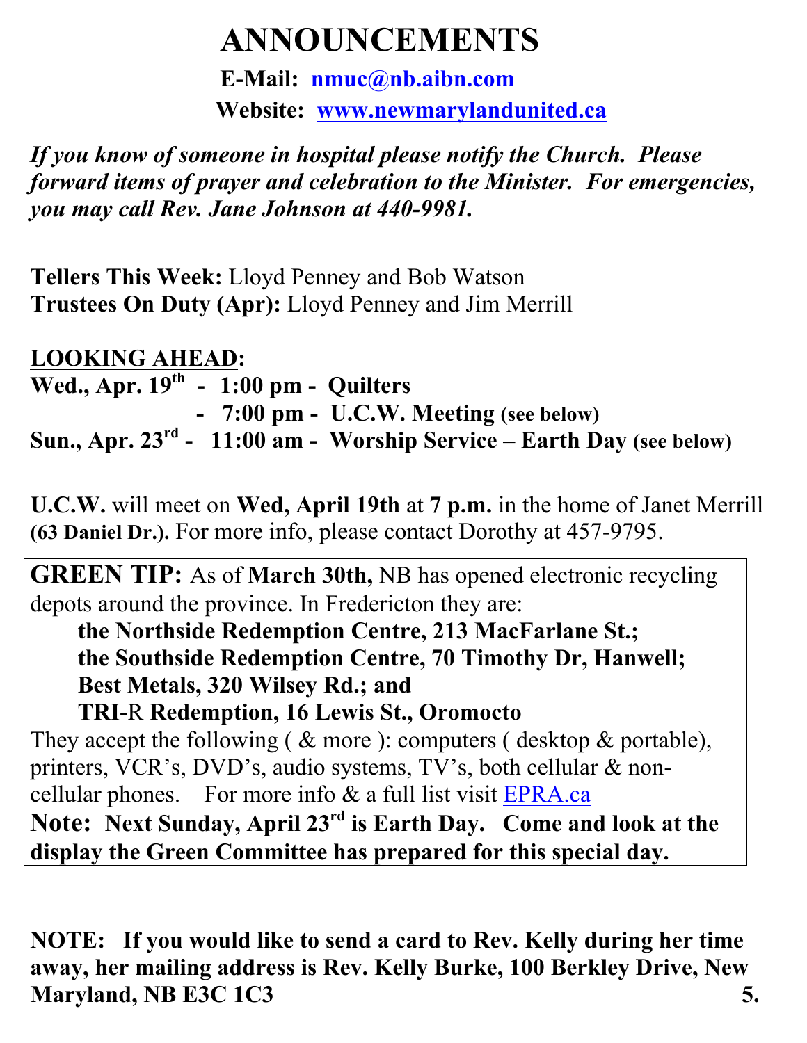# ANNOUNCEMENTS

**E-Mail: nmuc@nb.aibn.com**

**Website: www.newmarylandunited.ca**

***If you know of someone in hospital please notify the Church. Please forward items of prayer and celebration to the Minister. For emergencies, you may call Rev. Jane Johnson at 440-9981.***

**Tellers This Week:** Lloyd Penney and Bob Watson
**Trustees On Duty (Apr):** Lloyd Penney and Jim Merrill

**LOOKING AHEAD:**
**Wed., Apr. 19th - 1:00 pm - Quilters**
**- 7:00 pm - U.C.W. Meeting (see below)**
**Sun., Apr. 23rd - 11:00 am - Worship Service – Earth Day (see below)**

**U.C.W.** will meet on **Wed, April 19th** at **7 p.m.** in the home of Janet Merrill **(63 Daniel Dr.).** For more info, please contact Dorothy at 457-9795.

**GREEN TIP:** As of **March 30th,** NB has opened electronic recycling depots around the province. In Fredericton they are:

**the Northside Redemption Centre, 213 MacFarlane St.;**
**the Southside Redemption Centre, 70 Timothy Dr, Hanwell;**
**Best Metals, 320 Wilsey Rd.; and**
**TRI-**R **Redemption, 16 Lewis St., Oromocto**

They accept the following ( & more ): computers ( desktop & portable), printers, VCR's, DVD's, audio systems, TV's, both cellular & non-cellular phones. For more info & a full list visit EPRA.ca

**Note: Next Sunday, April 23rd is Earth Day. Come and look at the display the Green Committee has prepared for this special day.**

**NOTE: If you would like to send a card to Rev. Kelly during her time away, her mailing address is Rev. Kelly Burke, 100 Berkley Drive, New Maryland, NB E3C 1C3**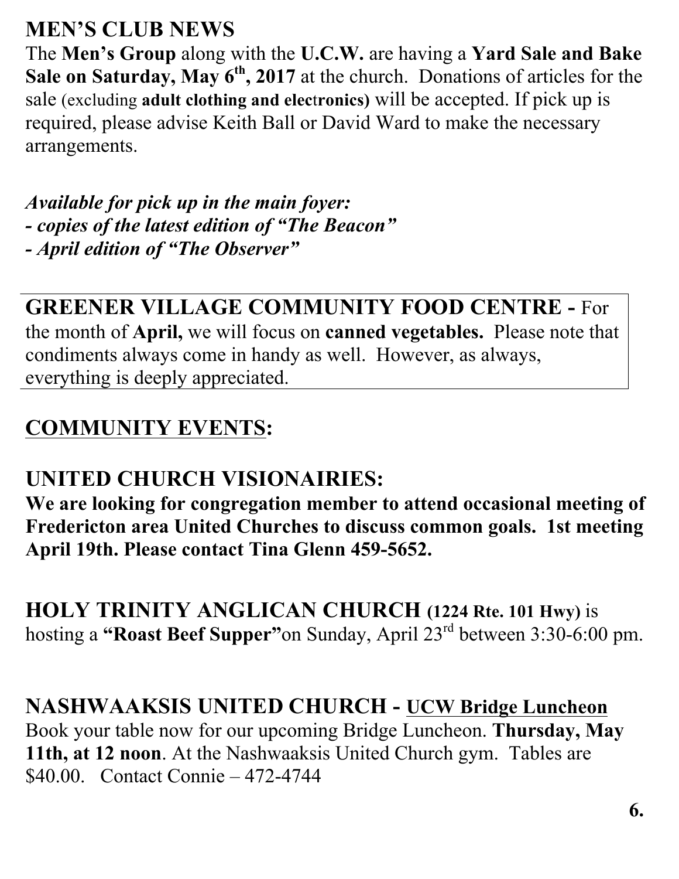## MEN'S CLUB NEWS

The **Men's Group** along with the **U.C.W.** are having a **Yard Sale and Bake Sale on Saturday, May 6th, 2017** at the church. Donations of articles for the sale (excluding **adult clothing and electronics**) will be accepted. If pick up is required, please advise Keith Ball or David Ward to make the necessary arrangements.

***Available for pick up in the main foyer:***
***- copies of the latest edition of "The Beacon"***
***- April edition of "The Observer"***

**GREENER VILLAGE COMMUNITY FOOD CENTRE -** For the month of **April,** we will focus on **canned vegetables.** Please note that condiments always come in handy as well. However, as always, everything is deeply appreciated.

## COMMUNITY EVENTS:

## UNITED CHURCH VISIONAIRIES:

**We are looking for congregation member to attend occasional meeting of Fredericton area United Churches to discuss common goals. 1st meeting April 19th. Please contact Tina Glenn 459-5652.**

**HOLY TRINITY ANGLICAN CHURCH (1224 Rte. 101 Hwy)** is hosting a **"Roast Beef Supper"**on Sunday, April 23rd between 3:30-6:00 pm.

**NASHWAAKSIS UNITED CHURCH - UCW Bridge Luncheon**

Book your table now for our upcoming Bridge Luncheon. **Thursday, May 11th, at 12 noon**. At the Nashwaaksis United Church gym. Tables are $40.00. Contact Connie – 472-4744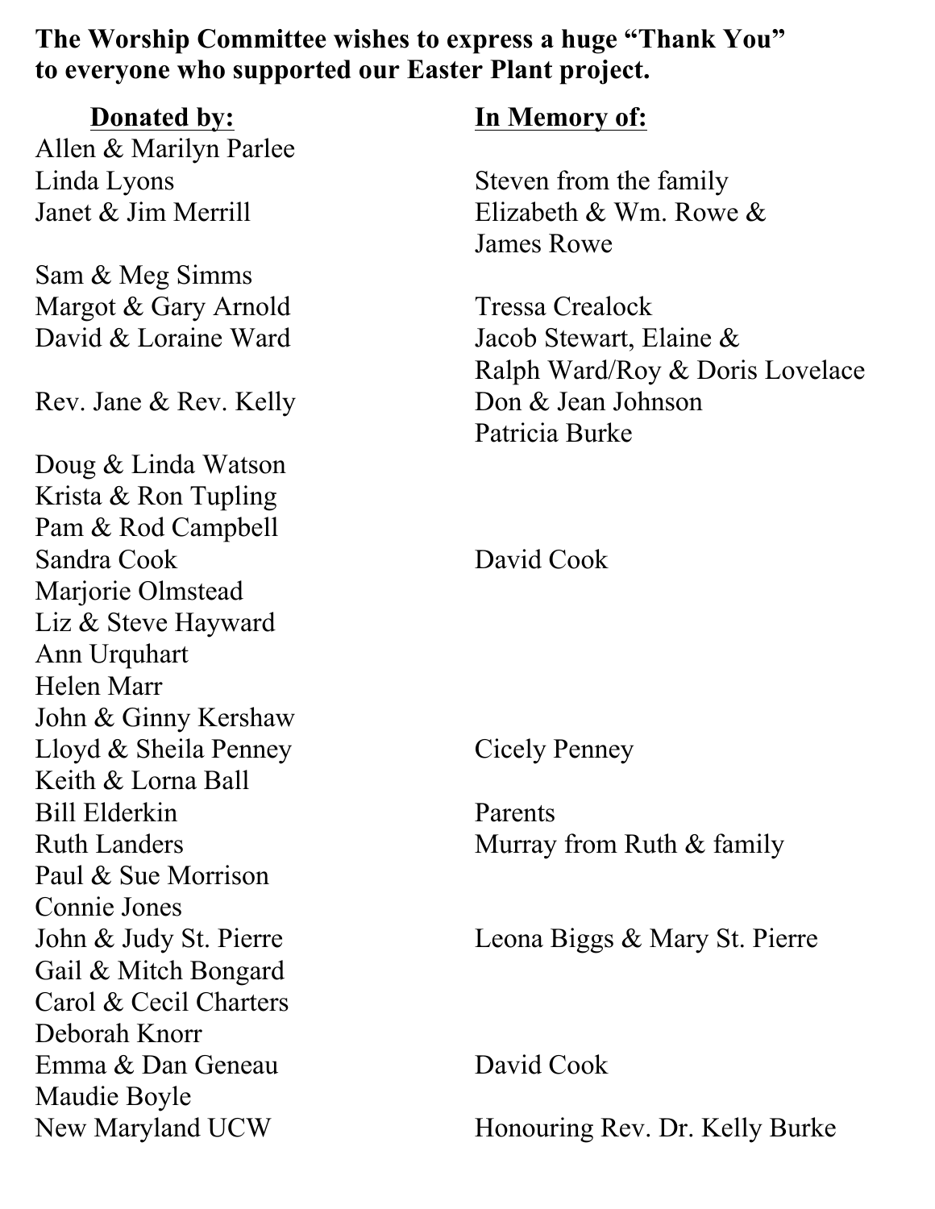**The Worship Committee wishes to express a huge "Thank You" to everyone who supported our Easter Plant project.**

| Donated by: | In Memory of: |
| --- | --- |
| Allen & Marilyn Parlee | |
| Linda Lyons | Steven from the family |
| Janet & Jim Merrill | Elizabeth & Wm. Rowe & James Rowe |
| Sam & Meg Simms | |
| Margot & Gary Arnold | Tressa Crealock |
| David & Loraine Ward | Jacob Stewart, Elaine & Ralph Ward/Roy & Doris Lovelace |
| Rev. Jane & Rev. Kelly | Don & Jean Johnson Patricia Burke |
| Doug & Linda Watson | |
| Krista & Ron Tupling | |
| Pam & Rod Campbell | |
| Sandra Cook | David Cook |
| Marjorie Olmstead | |
| Liz & Steve Hayward | |
| Ann Urquhart | |
| Helen Marr | |
| John & Ginny Kershaw | |
| Lloyd & Sheila Penney | Cicely Penney |
| Keith & Lorna Ball | |
| Bill Elderkin | Parents |
| Ruth Landers | Murray from Ruth & family |
| Paul & Sue Morrison | |
| Connie Jones | |
| John & Judy St. Pierre | Leona Biggs & Mary St. Pierre |
| Gail & Mitch Bongard | |
| Carol & Cecil Charters | |
| Deborah Knorr | |
| Emma & Dan Geneau | David Cook |
| Maudie Boyle | |
| New Maryland UCW | Honouring Rev. Dr. Kelly Burke |